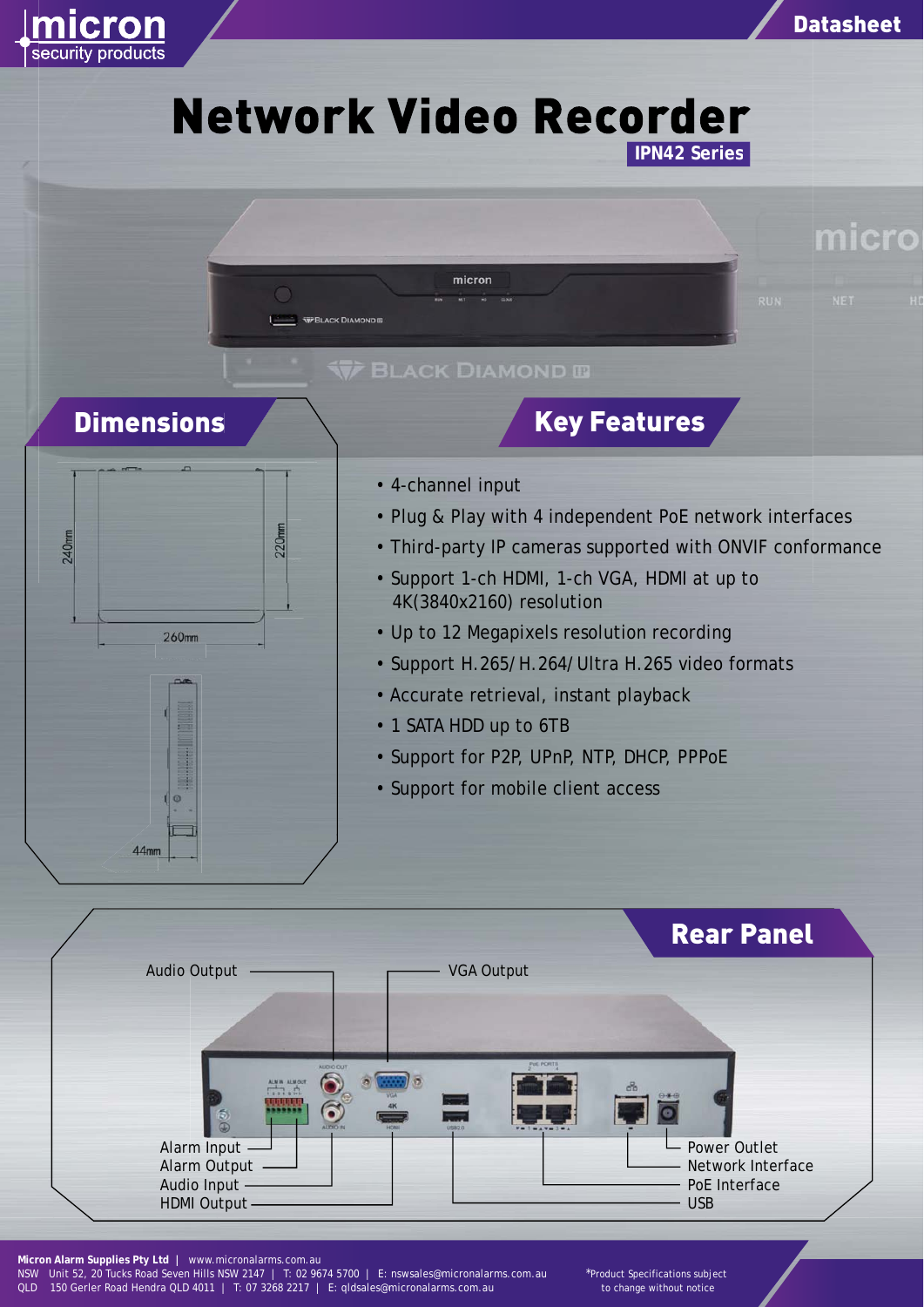micron security products

Datasheet

# Network Video Recorder

**IPN42 Series**

## Dimensions

240mm

220mm

260mm

44mm

## Key Features

- 4-channel input
- Plug & Play with 4 independent PoE network interfaces
- Third-party IP cameras supported with ONVIF conformance
- Support 1-ch HDMI, 1-ch VGA, HDMI at up to 4K(3840x2160) resolution
- Up to 12 Megapixels resolution recording
- Support H.265/H.264/Ultra H.265 video formats
- Accurate retrieval, instant playback
- 1 SATA HDD up to 6TB
- Support for P2P, UPnP, NTP, DHCP, PPPoE
- Support for mobile client access

## Rear Panel

Audio Output

VGA Output

Alarm Input

Alarm Output

Audio Input

HDMI Output

Power Outlet

Network Interface

PoE Interface

USB

**Micron Alarm Supplies Pty Ltd** | www.micronalarms.com.au
NSW Unit 52, 20 Tucks Road Seven Hills NSW 2147 | T: 02 9674 5700 | E: nswsales@micronalarms.com.au
QLD 150 Gerler Road Hendra QLD 4011 | T: 07 3268 2217 | E: qldsales@micronalarms.com.au

*Product Specifications subject to change without notice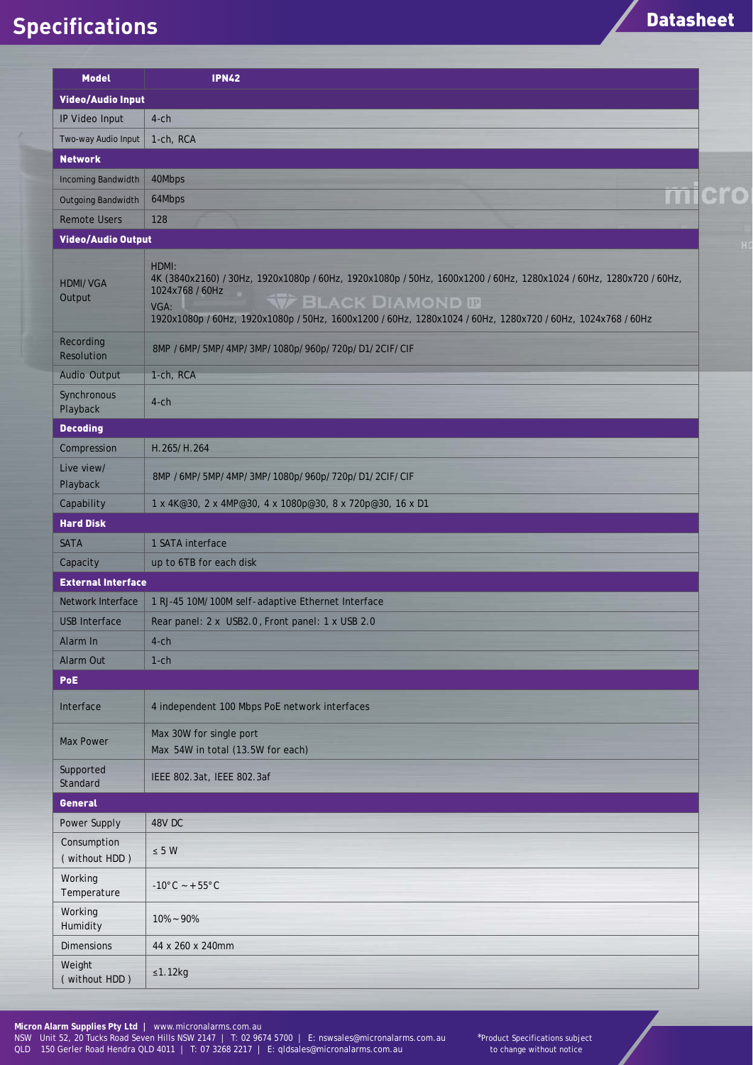# Specifications

Datasheet

| Model | IPN42 |
|---|---|
| **Video/Audio Input** | |
| IP Video Input | 4-ch |
| Two-way Audio Input | 1-ch, RCA |
| **Network** | |
| Incoming Bandwidth | 40Mbps |
| Outgoing Bandwidth | 64Mbps |
| Remote Users | 128 |
| **Video/Audio Output** | |
| HDMI/VGA Output | HDMI: 4K (3840x2160) / 30Hz, 1920x1080p / 60Hz, 1920x1080p / 50Hz, 1600x1200 / 60Hz, 1280x1024 / 60Hz, 1280x720 / 60Hz, 1024x768 / 60Hz<br>VGA: 1920x1080p / 60Hz, 1920x1080p / 50Hz, 1600x1200 / 60Hz, 1280x1024 / 60Hz, 1280x720 / 60Hz, 1024x768 / 60Hz |
| Recording Resolution | 8MP / 6MP/ 5MP/ 4MP/ 3MP/ 1080p/ 960p/ 720p/ D1/ 2CIF/ CIF |
| Audio Output | 1-ch, RCA |
| Synchronous Playback | 4-ch |
| **Decoding** | |
| Compression | H.265/ H.264 |
| Live view/ Playback | 8MP / 6MP/ 5MP/ 4MP/ 3MP/ 1080p/ 960p/ 720p/ D1/ 2CIF/ CIF |
| Capability | 1 x 4K@30, 2 x 4MP@30, 4 x 1080p@30, 8 x 720p@30, 16 x D1 |
| **Hard Disk** | |
| SATA | 1 SATA interface |
| Capacity | up to 6TB for each disk |
| **External Interface** | |
| Network Interface | 1 RJ-45 10M/ 100M self-adaptive Ethernet Interface |
| USB Interface | Rear panel: 2 x USB2.0, Front panel: 1 x USB 2.0 |
| Alarm In | 4-ch |
| Alarm Out | 1-ch |
| **PoE** | |
| Interface | 4 independent 100 Mbps PoE network interfaces |
| Max Power | Max 30W for single port<br>Max 54W in total (13.5W for each) |
| Supported Standard | IEEE 802.3at, IEEE 802.3af |
| **General** | |
| Power Supply | 48V DC |
| Consumption ( without HDD ) | ≤ 5 W |
| Working Temperature | -10°C ~ +55°C |
| Working Humidity | 10% ~ 90% |
| Dimensions | 44 x 260 x 240mm |
| Weight ( without HDD ) | ≤1.12kg |

**Micron Alarm Supplies Pty Ltd** | www.micronalarms.com.au
NSW Unit 52, 20 Tucks Road Seven Hills NSW 2147 | T: 02 9674 5700 | E: nswsales@micronalarms.com.au
QLD 150 Gerler Road Hendra QLD 4011 | T: 07 3268 2217 | E: qldsales@micronalarms.com.au

*Product Specifications subject to change without notice